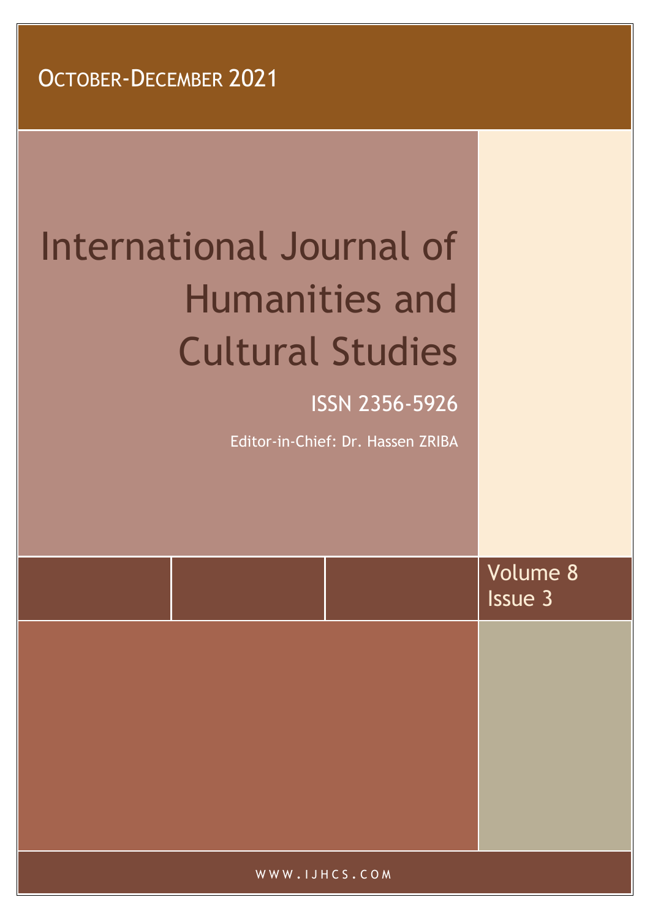OCTOBER-DECEMBER 2021

# International Journal of Humanities and Cultural Studies

ISSN 2356-5926

Editor-in-Chief: Dr. Hassen ZRIBA

Volume 8
Issue 3

WWW.IJHCS.COM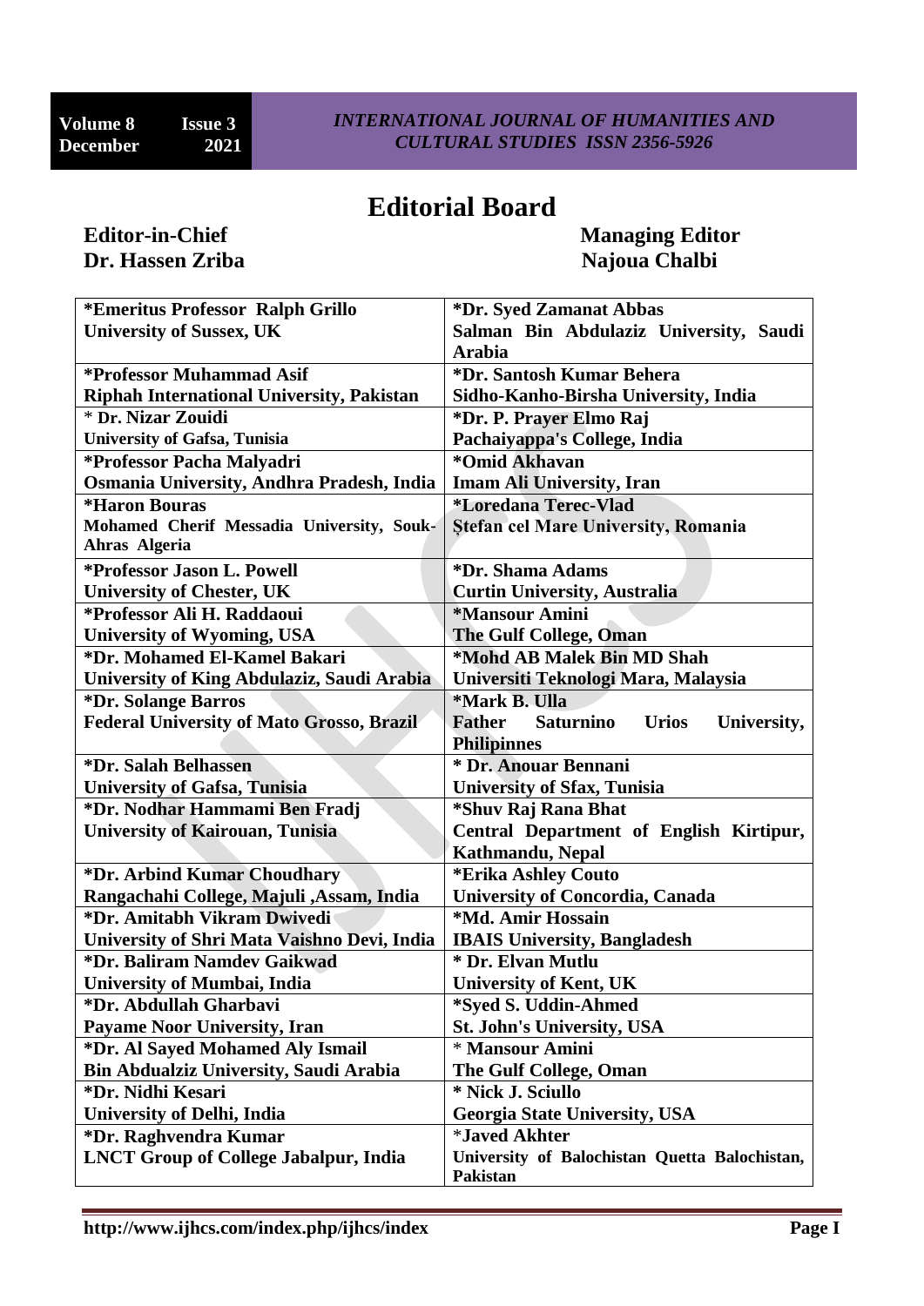# Editorial Board

**Editor-in-Chief**
**Dr. Hassen Zriba**

**Managing Editor**
**Najoua Chalbi**

| | |
|---|---|
| **\*Emeritus Professor Ralph Grillo**<br>**University of Sussex, UK** | **\*Dr. Syed Zamanat Abbas**<br>**Salman Bin Abdulaziz University, Saudi Arabia** |
| **\*Professor Muhammad Asif**<br>**Riphah International University, Pakistan** | **\*Dr. Santosh Kumar Behera**<br>**Sidho-Kanho-Birsha University, India** |
| **\* Dr. Nizar Zouidi**<br>**University of Gafsa, Tunisia** | **\*Dr. P. Prayer Elmo Raj**<br>**Pachaiyappa's College, India** |
| **\*Professor Pacha Malyadri**<br>**Osmania University, Andhra Pradesh, India** | **\*Omid Akhavan**<br>**Imam Ali University, Iran** |
| **\*Haron Bouras**<br>**Mohamed Cherif Messadia University, Souk-Ahras Algeria** | **\*Loredana Terec-Vlad**<br>**Ştefan cel Mare University, Romania** |
| **\*Professor Jason L. Powell**<br>**University of Chester, UK** | **\*Dr. Shama Adams**<br>**Curtin University, Australia** |
| **\*Professor Ali H. Raddaoui**<br>**University of Wyoming, USA** | **\*Mansour Amini**<br>**The Gulf College, Oman** |
| **\*Dr. Mohamed El-Kamel Bakari**<br>**University of King Abdulaziz, Saudi Arabia** | **\*Mohd AB Malek Bin MD Shah**<br>**Universiti Teknologi Mara, Malaysia** |
| **\*Dr. Solange Barros**<br>**Federal University of Mato Grosso, Brazil** | **\*Mark B. Ulla**<br>**Father Saturnino Urios University, Philipinnes** |
| **\*Dr. Salah Belhassen**<br>**University of Gafsa, Tunisia** | **\* Dr. Anouar Bennani**<br>**University of Sfax, Tunisia** |
| **\*Dr. Nodhar Hammami Ben Fradj**<br>**University of Kairouan, Tunisia** | **\*Shuv Raj Rana Bhat**<br>**Central Department of English Kirtipur, Kathmandu, Nepal** |
| **\*Dr. Arbind Kumar Choudhary**<br>**Rangachahi College, Majuli ,Assam, India** | **\*Erika Ashley Couto**<br>**University of Concordia, Canada** |
| **\*Dr. Amitabh Vikram Dwivedi**<br>**University of Shri Mata Vaishno Devi, India** | **\*Md. Amir Hossain**<br>**IBAIS University, Bangladesh** |
| **\*Dr. Baliram Namdev Gaikwad**<br>**University of Mumbai, India** | **\* Dr. Elvan Mutlu**<br>**University of Kent, UK** |
| **\*Dr. Abdullah Gharbavi**<br>**Payame Noor University, Iran** | **\*Syed S. Uddin-Ahmed**<br>**St. John's University, USA** |
| **\*Dr. Al Sayed Mohamed Aly Ismail**<br>**Bin Abdualziz University, Saudi Arabia** | **\* Mansour Amini**<br>**The Gulf College, Oman** |
| **\*Dr. Nidhi Kesari**<br>**University of Delhi, India** | **\* Nick J. Sciullo**<br>**Georgia State University, USA** |
| **\*Dr. Raghvendra Kumar**<br>**LNCT Group of College Jabalpur, India** | **\*Javed Akhter**<br>**University of Balochistan Quetta Balochistan, Pakistan** |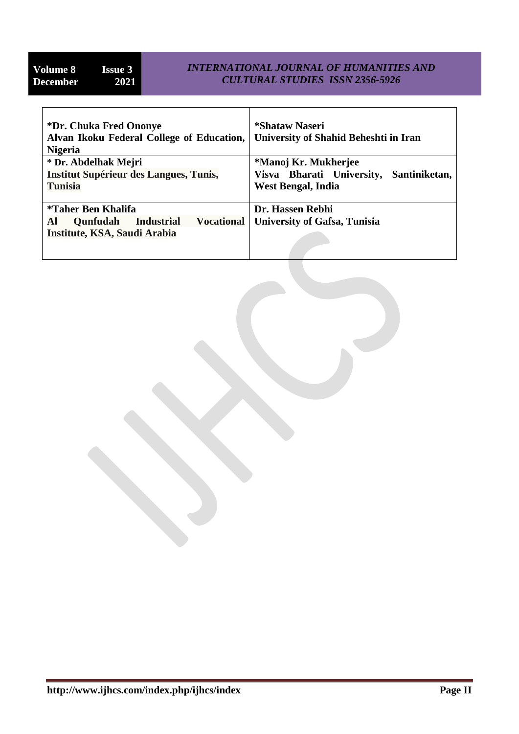| | |
|---|---|
| **\*Dr. Chuka Fred Ononye**<br>**Alvan Ikoku Federal College of Education, Nigeria** | **\*Shataw Naseri**<br>**University of Shahid Beheshti in Iran** |
| **\* Dr. Abdelhak Mejri**<br>**Institut Supérieur des Langues, Tunis, Tunisia** | **\*Manoj Kr. Mukherjee**<br>**Visva Bharati University, Santiniketan, West Bengal, India** |
| **\*Taher Ben Khalifa**<br>**Al Qunfudah Industrial Vocational Institute, KSA, Saudi Arabia** | **Dr. Hassen Rebhi**<br>**University of Gafsa, Tunisia** |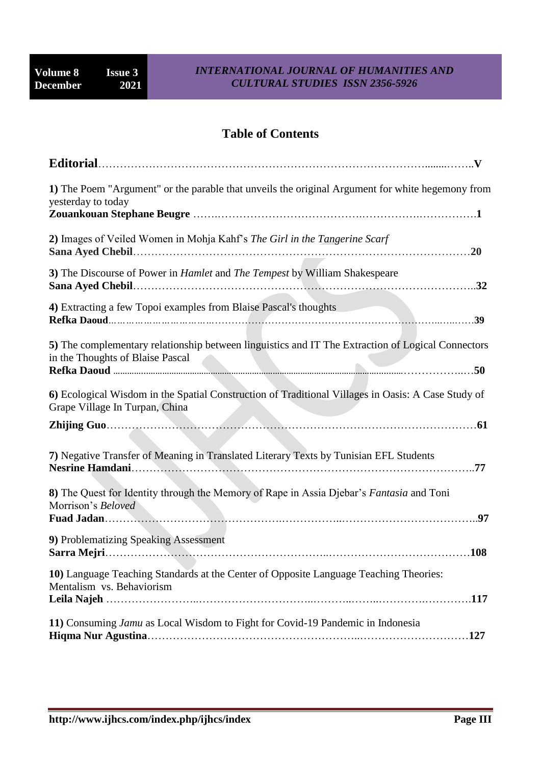# Table of Contents

**Editorial** ........................................................................................ **V**

**1)** The Poem "Argument" or the parable that unveils the original Argument for white hegemony from yesterday to today
**Zouankouan Stephane Beugre** ........................................................................................ **1**

**2)** Images of Veiled Women in Mohja Kahf's *The Girl in the Tangerine Scarf*
**Sana Ayed Chebil** ........................................................................................ **20**

**3)** The Discourse of Power in *Hamlet* and *The Tempest* by William Shakespeare
**Sana Ayed Chebil** ........................................................................................ **32**

**4)** Extracting a few Topoi examples from Blaise Pascal's thoughts
**Refka Daoud** ........................................................................................ **39**

**5)** The complementary relationship between linguistics and IT The Extraction of Logical Connectors in the Thoughts of Blaise Pascal
**Refka Daoud** ........................................................................................ **50**

**6)** Ecological Wisdom in the Spatial Construction of Traditional Villages in Oasis: A Case Study of Grape Village In Turpan, China
**Zhijing Guo** ........................................................................................ **61**

**7)** Negative Transfer of Meaning in Translated Literary Texts by Tunisian EFL Students
**Nesrine Hamdani** ........................................................................................ **77**

**8)** The Quest for Identity through the Memory of Rape in Assia Djebar's *Fantasia* and Toni Morrison's *Beloved*
**Fuad Jadan** ........................................................................................ **97**

**9)** Problematizing Speaking Assessment
**Sarra Mejri** ........................................................................................ **108**

**10)** Language Teaching Standards at the Center of Opposite Language Teaching Theories: Mentalism vs. Behaviorism
**Leila Najeh** ........................................................................................ **117**

**11)** Consuming *Jamu* as Local Wisdom to Fight for Covid-19 Pandemic in Indonesia
**Hiqma Nur Agustina** ........................................................................................ **127**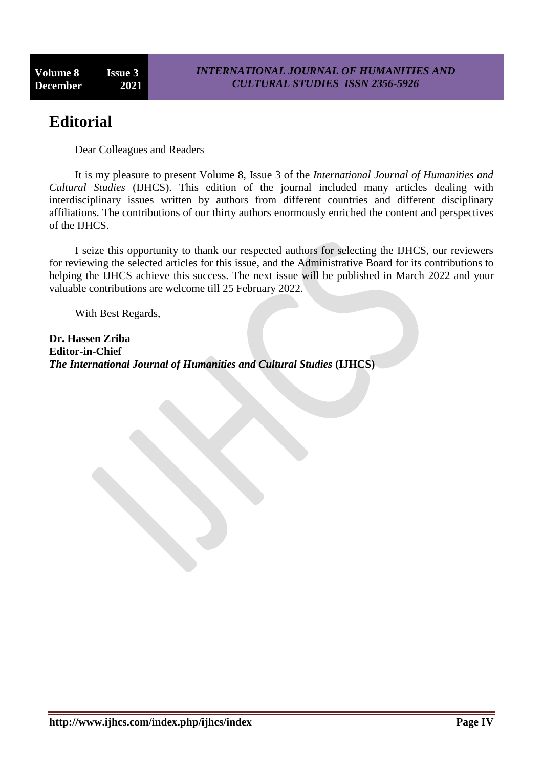# Editorial

Dear Colleagues and Readers

It is my pleasure to present Volume 8, Issue 3 of the *International Journal of Humanities and Cultural Studies* (IJHCS). This edition of the journal included many articles dealing with interdisciplinary issues written by authors from different countries and different disciplinary affiliations. The contributions of our thirty authors enormously enriched the content and perspectives of the IJHCS.

I seize this opportunity to thank our respected authors for selecting the IJHCS, our reviewers for reviewing the selected articles for this issue, and the Administrative Board for its contributions to helping the IJHCS achieve this success. The next issue will be published in March 2022 and your valuable contributions are welcome till 25 February 2022.

With Best Regards,

**Dr. Hassen Zriba**
**Editor-in-Chief**
***The International Journal of Humanities and Cultural Studies* (IJHCS)**